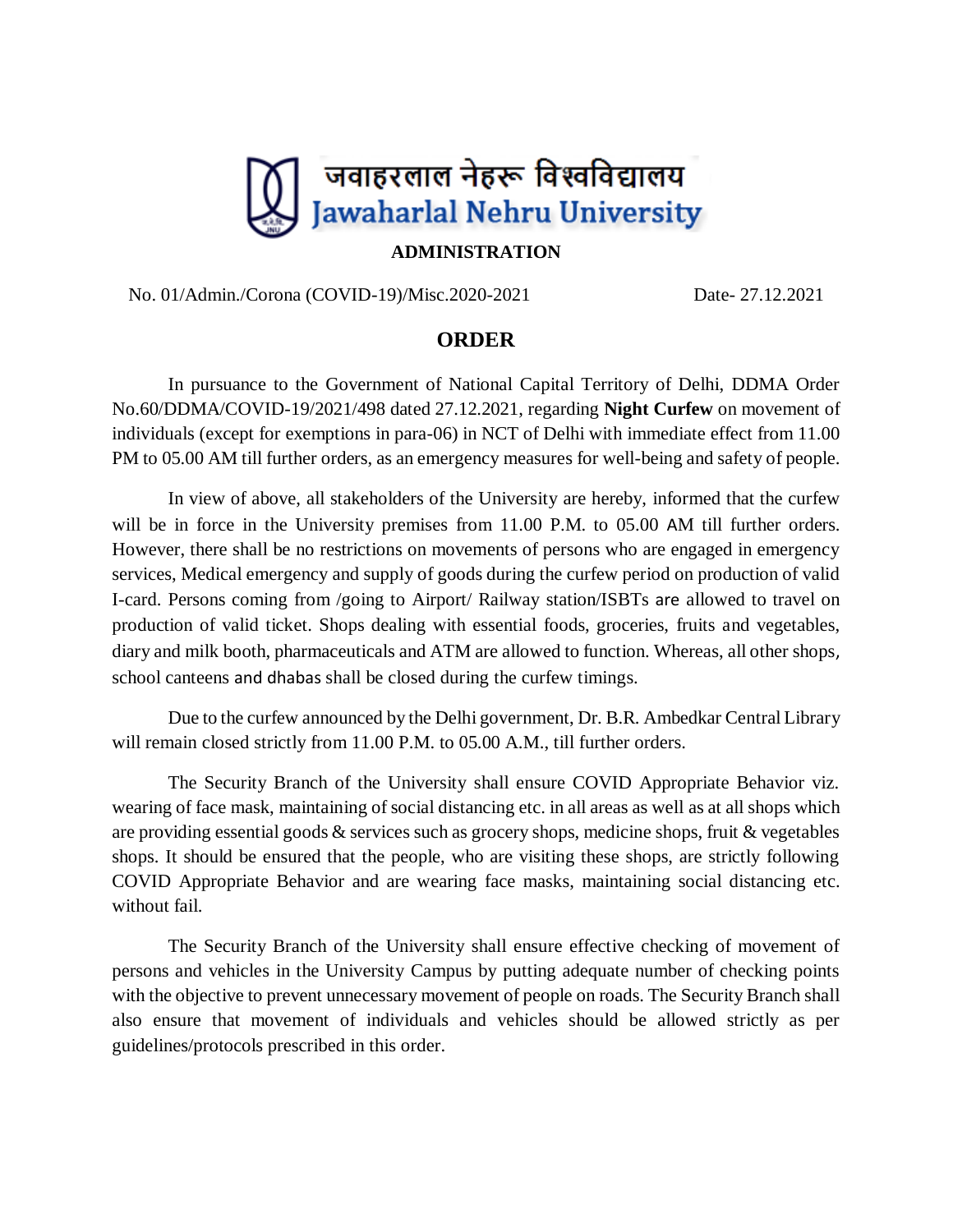# जवाहरलाल नेहरू विश्वविद्यालय
# Jawaharlal Nehru University

## ADMINISTRATION

No. 01/Admin./Corona (COVID-19)/Misc.2020-2021 Date- 27.12.2021

## ORDER

In pursuance to the Government of National Capital Territory of Delhi, DDMA Order No.60/DDMA/COVID-19/2021/498 dated 27.12.2021, regarding **Night Curfew** on movement of individuals (except for exemptions in para-06) in NCT of Delhi with immediate effect from 11.00 PM to 05.00 AM till further orders, as an emergency measures for well-being and safety of people.

In view of above, all stakeholders of the University are hereby, informed that the curfew will be in force in the University premises from 11.00 P.M. to 05.00 AM till further orders. However, there shall be no restrictions on movements of persons who are engaged in emergency services, Medical emergency and supply of goods during the curfew period on production of valid I-card. Persons coming from /going to Airport/ Railway station/ISBTs are allowed to travel on production of valid ticket. Shops dealing with essential foods, groceries, fruits and vegetables, diary and milk booth, pharmaceuticals and ATM are allowed to function. Whereas, all other shops, school canteens and dhabas shall be closed during the curfew timings.

Due to the curfew announced by the Delhi government, Dr. B.R. Ambedkar Central Library will remain closed strictly from 11.00 P.M. to 05.00 A.M., till further orders.

The Security Branch of the University shall ensure COVID Appropriate Behavior viz. wearing of face mask, maintaining of social distancing etc. in all areas as well as at all shops which are providing essential goods & services such as grocery shops, medicine shops, fruit & vegetables shops. It should be ensured that the people, who are visiting these shops, are strictly following COVID Appropriate Behavior and are wearing face masks, maintaining social distancing etc. without fail.

The Security Branch of the University shall ensure effective checking of movement of persons and vehicles in the University Campus by putting adequate number of checking points with the objective to prevent unnecessary movement of people on roads. The Security Branch shall also ensure that movement of individuals and vehicles should be allowed strictly as per guidelines/protocols prescribed in this order.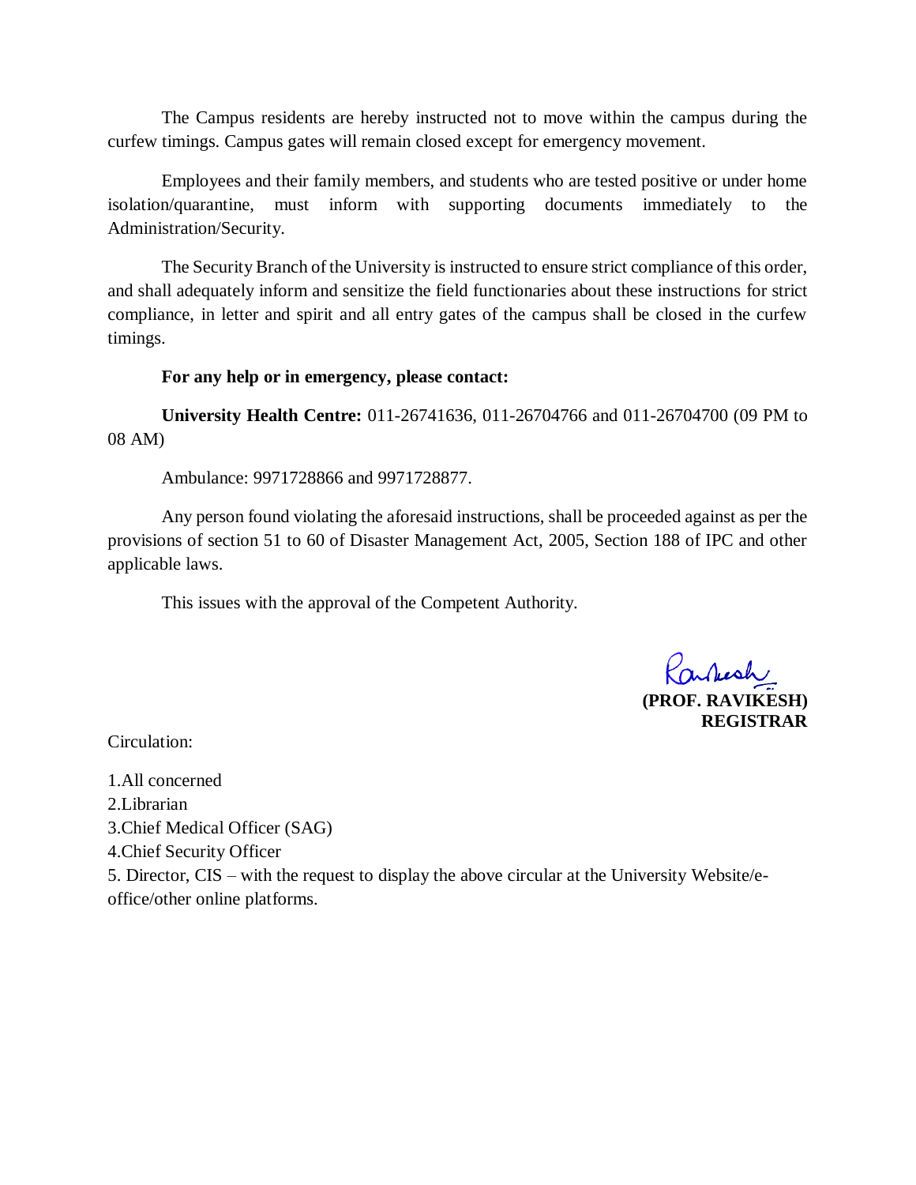The Campus residents are hereby instructed not to move within the campus during the curfew timings. Campus gates will remain closed except for emergency movement.

Employees and their family members, and students who are tested positive or under home isolation/quarantine, must inform with supporting documents immediately to the Administration/Security.

The Security Branch of the University is instructed to ensure strict compliance of this order, and shall adequately inform and sensitize the field functionaries about these instructions for strict compliance, in letter and spirit and all entry gates of the campus shall be closed in the curfew timings.

**For any help or in emergency, please contact:**

**University Health Centre:** 011-26741636, 011-26704766 and 011-26704700 (09 PM to 08 AM)

Ambulance: 9971728866 and 9971728877.

Any person found violating the aforesaid instructions, shall be proceeded against as per the provisions of section 51 to 60 of Disaster Management Act, 2005, Section 188 of IPC and other applicable laws.

This issues with the approval of the Competent Authority.

**(PROF. RAVIKESH)**
**REGISTRAR**

Circulation:

1. All concerned
2. Librarian
3. Chief Medical Officer (SAG)
4. Chief Security Officer
5. Director, CIS – with the request to display the above circular at the University Website/e-office/other online platforms.